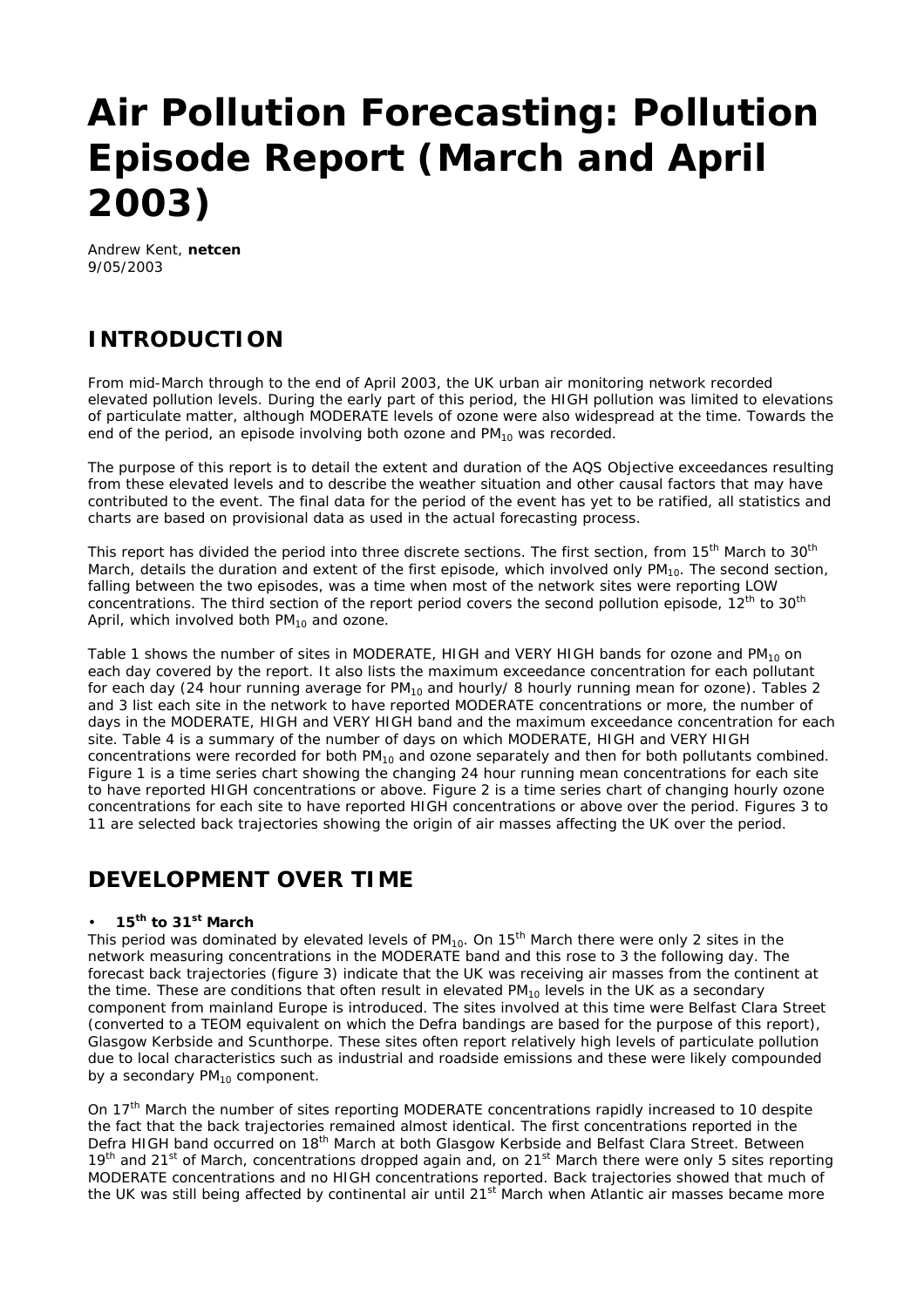# Air Pollution Forecasting: Pollution Episode Report (March and April 2003)

Andrew Kent, **netcen**
9/05/2003

## INTRODUCTION

From mid-March through to the end of April 2003, the UK urban air monitoring network recorded elevated pollution levels. During the early part of this period, the HIGH pollution was limited to elevations of particulate matter, although MODERATE levels of ozone were also widespread at the time. Towards the end of the period, an episode involving both ozone and $PM_{10}$ was recorded.

The purpose of this report is to detail the extent and duration of the AQS Objective exceedances resulting from these elevated levels and to describe the weather situation and other causal factors that may have contributed to the event. The final data for the period of the event has yet to be ratified, all statistics and charts are based on provisional data as used in the actual forecasting process.

This report has divided the period into three discrete sections. The first section, from 15th March to 30th March, details the duration and extent of the first episode, which involved only $PM_{10}$. The second section, falling between the two episodes, was a time when most of the network sites were reporting LOW concentrations. The third section of the report period covers the second pollution episode, 12th to 30th April, which involved both $PM_{10}$ and ozone.

Table 1 shows the number of sites in MODERATE, HIGH and VERY HIGH bands for ozone and $PM_{10}$ on each day covered by the report. It also lists the maximum exceedance concentration for each pollutant for each day (24 hour running average for $PM_{10}$ and hourly/ 8 hourly running mean for ozone). Tables 2 and 3 list each site in the network to have reported MODERATE concentrations or more, the number of days in the MODERATE, HIGH and VERY HIGH band and the maximum exceedance concentration for each site. Table 4 is a summary of the number of days on which MODERATE, HIGH and VERY HIGH concentrations were recorded for both $PM_{10}$ and ozone separately and then for both pollutants combined. Figure 1 is a time series chart showing the changing 24 hour running mean concentrations for each site to have reported HIGH concentrations or above. Figure 2 is a time series chart of changing hourly ozone concentrations for each site to have reported HIGH concentrations or above over the period. Figures 3 to 11 are selected back trajectories showing the origin of air masses affecting the UK over the period.

## DEVELOPMENT OVER TIME

- **15th to 31st March**

This period was dominated by elevated levels of $PM_{10}$. On 15th March there were only 2 sites in the network measuring concentrations in the MODERATE band and this rose to 3 the following day. The forecast back trajectories (figure 3) indicate that the UK was receiving air masses from the continent at the time. These are conditions that often result in elevated $PM_{10}$ levels in the UK as a secondary component from mainland Europe is introduced. The sites involved at this time were Belfast Clara Street (converted to a TEOM equivalent on which the Defra bandings are based for the purpose of this report), Glasgow Kerbside and Scunthorpe. These sites often report relatively high levels of particulate pollution due to local characteristics such as industrial and roadside emissions and these were likely compounded by a secondary $PM_{10}$ component.

On 17th March the number of sites reporting MODERATE concentrations rapidly increased to 10 despite the fact that the back trajectories remained almost identical. The first concentrations reported in the Defra HIGH band occurred on 18th March at both Glasgow Kerbside and Belfast Clara Street. Between 19th and 21st of March, concentrations dropped again and, on 21st March there were only 5 sites reporting MODERATE concentrations and no HIGH concentrations reported. Back trajectories showed that much of the UK was still being affected by continental air until 21st March when Atlantic air masses became more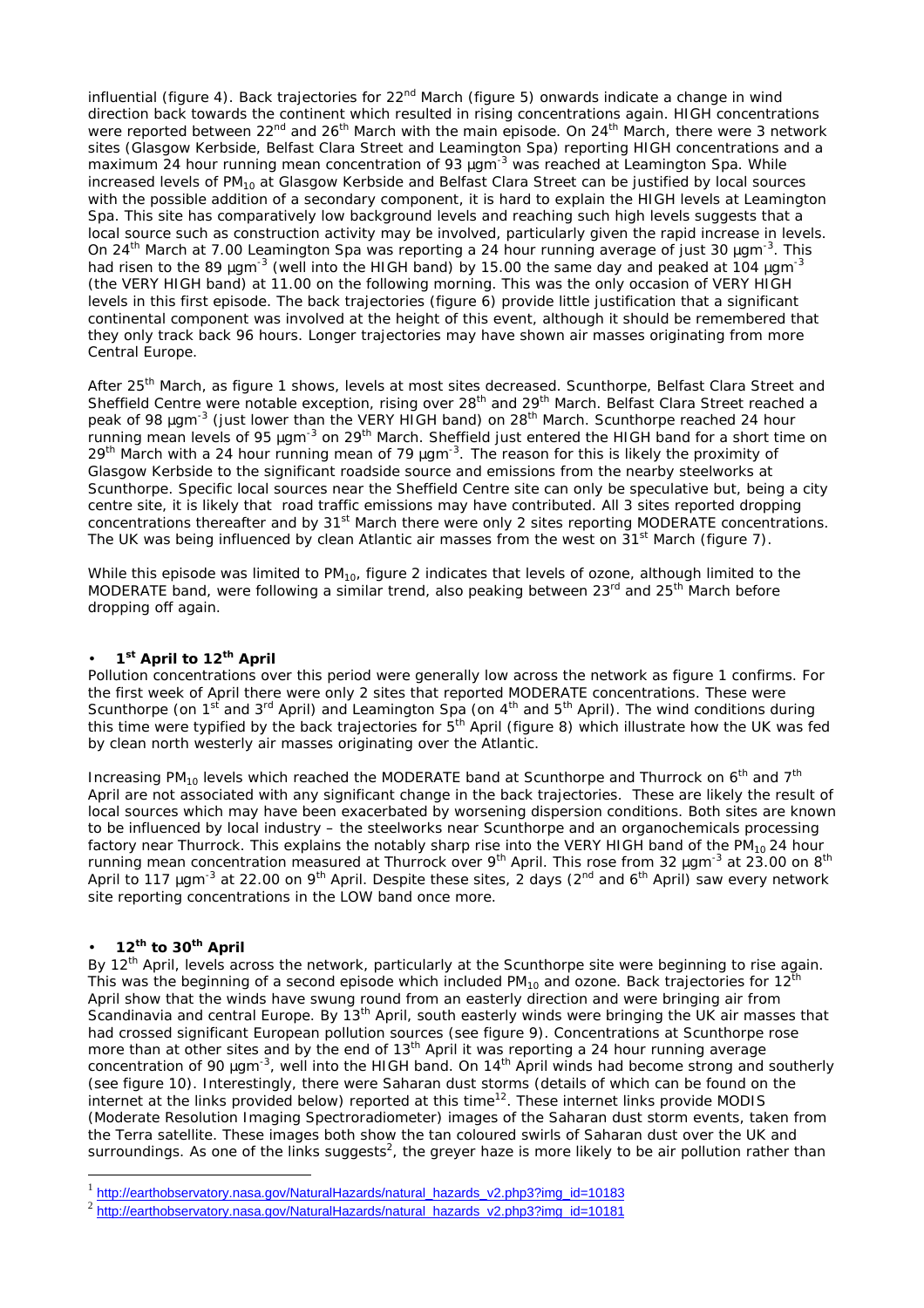influential (figure 4). Back trajectories for 22nd March (figure 5) onwards indicate a change in wind direction back towards the continent which resulted in rising concentrations again. HIGH concentrations were reported between 22nd and 26th March with the main episode. On 24th March, there were 3 network sites (Glasgow Kerbside, Belfast Clara Street and Leamington Spa) reporting HIGH concentrations and a maximum 24 hour running mean concentration of 93 µgm$^{-3}$ was reached at Leamington Spa. While increased levels of $PM_{10}$ at Glasgow Kerbside and Belfast Clara Street can be justified by local sources with the possible addition of a secondary component, it is hard to explain the HIGH levels at Leamington Spa. This site has comparatively low background levels and reaching such high levels suggests that a local source such as construction activity may be involved, particularly given the rapid increase in levels. On 24th March at 7.00 Leamington Spa was reporting a 24 hour running average of just 30 µgm$^{-3}$. This had risen to the 89 µgm$^{-3}$ (well into the HIGH band) by 15.00 the same day and peaked at 104 µgm$^{-3}$ (the VERY HIGH band) at 11.00 on the following morning. This was the only occasion of VERY HIGH levels in this first episode. The back trajectories (figure 6) provide little justification that a significant continental component was involved at the height of this event, although it should be remembered that they only track back 96 hours. Longer trajectories may have shown air masses originating from more Central Europe.

After 25th March, as figure 1 shows, levels at most sites decreased. Scunthorpe, Belfast Clara Street and Sheffield Centre were notable exception, rising over 28th and 29th March. Belfast Clara Street reached a peak of 98 µgm$^{-3}$ (just lower than the VERY HIGH band) on 28th March. Scunthorpe reached 24 hour running mean levels of 95 µgm$^{-3}$ on 29th March. Sheffield just entered the HIGH band for a short time on 29th March with a 24 hour running mean of 79 µgm$^{-3}$. The reason for this is likely the proximity of Glasgow Kerbside to the significant roadside source and emissions from the nearby steelworks at Scunthorpe. Specific local sources near the Sheffield Centre site can only be speculative but, being a city centre site, it is likely that road traffic emissions may have contributed. All 3 sites reported dropping concentrations thereafter and by 31st March there were only 2 sites reporting MODERATE concentrations. The UK was being influenced by clean Atlantic air masses from the west on 31st March (figure 7).

While this episode was limited to $PM_{10}$, figure 2 indicates that levels of ozone, although limited to the MODERATE band, were following a similar trend, also peaking between 23rd and 25th March before dropping off again.

- **1st April to 12th April**

Pollution concentrations over this period were generally low across the network as figure 1 confirms. For the first week of April there were only 2 sites that reported MODERATE concentrations. These were Scunthorpe (on 1st and 3rd April) and Leamington Spa (on 4th and 5th April). The wind conditions during this time were typified by the back trajectories for 5th April (figure 8) which illustrate how the UK was fed by clean north westerly air masses originating over the Atlantic.

Increasing $PM_{10}$ levels which reached the MODERATE band at Scunthorpe and Thurrock on 6th and 7th April are not associated with any significant change in the back trajectories. These are likely the result of local sources which may have been exacerbated by worsening dispersion conditions. Both sites are known to be influenced by local industry – the steelworks near Scunthorpe and an organochemicals processing factory near Thurrock. This explains the notably sharp rise into the VERY HIGH band of the $PM_{10}$ 24 hour running mean concentration measured at Thurrock over 9th April. This rose from 32 µgm$^{-3}$ at 23.00 on 8th April to 117 µgm$^{-3}$ at 22.00 on 9th April. Despite these sites, 2 days (2nd and 6th April) saw every network site reporting concentrations in the LOW band once more.

- **12th to 30th April**

By 12th April, levels across the network, particularly at the Scunthorpe site were beginning to rise again. This was the beginning of a second episode which included $PM_{10}$ and ozone. Back trajectories for 12th April show that the winds have swung round from an easterly direction and were bringing air from Scandinavia and central Europe. By 13th April, south easterly winds were bringing the UK air masses that had crossed significant European pollution sources (see figure 9). Concentrations at Scunthorpe rose more than at other sites and by the end of 13th April it was reporting a 24 hour running average concentration of 90 µgm$^{-3}$, well into the HIGH band. On 14th April winds had become strong and southerly (see figure 10). Interestingly, there were Saharan dust storms (details of which can be found on the internet at the links provided below) reported at this time[12]. These internet links provide MODIS (Moderate Resolution Imaging Spectroradiometer) images of the Saharan dust storm events, taken from the Terra satellite. These images both show the tan coloured swirls of Saharan dust over the UK and surroundings. As one of the links suggests[2], the greyer haze is more likely to be air pollution rather than

[1] http://earthobservatory.nasa.gov/NaturalHazards/natural_hazards_v2.php3?img_id=10183
[2] http://earthobservatory.nasa.gov/NaturalHazards/natural_hazards_v2.php3?img_id=10181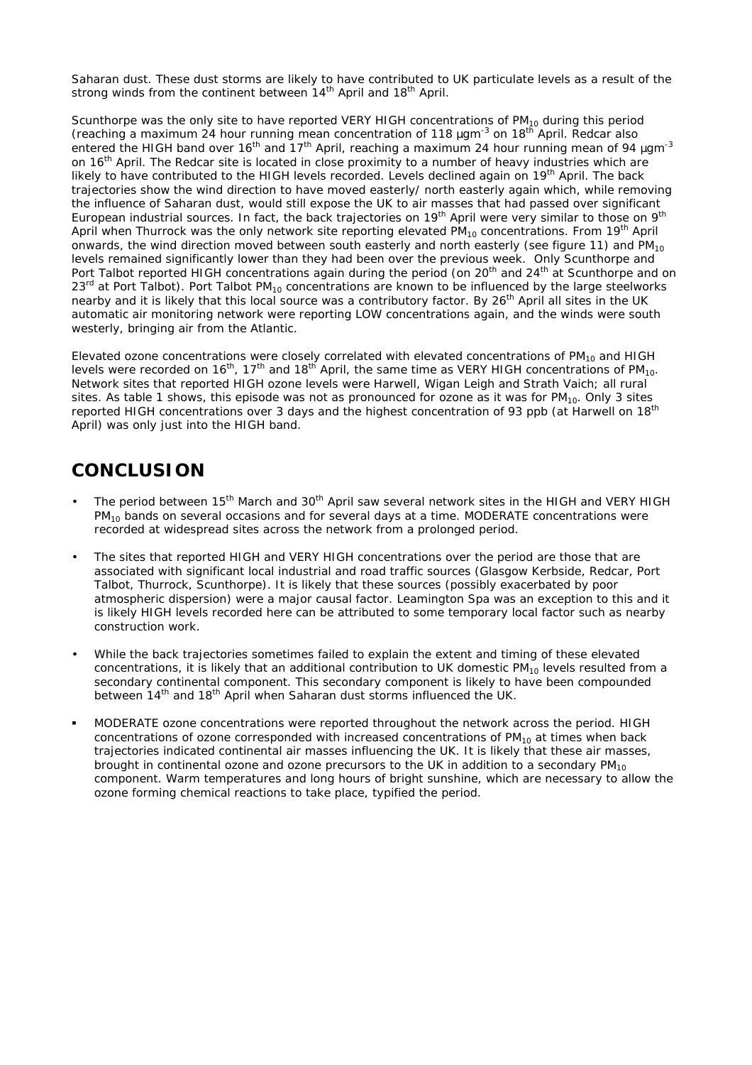Saharan dust. These dust storms are likely to have contributed to UK particulate levels as a result of the strong winds from the continent between 14th April and 18th April.

Scunthorpe was the only site to have reported VERY HIGH concentrations of $PM_{10}$ during this period (reaching a maximum 24 hour running mean concentration of 118 $\mu gm^{-3}$ on 18th April. Redcar also entered the HIGH band over 16th and 17th April, reaching a maximum 24 hour running mean of 94 $\mu gm^{-3}$ on 16th April. The Redcar site is located in close proximity to a number of heavy industries which are likely to have contributed to the HIGH levels recorded. Levels declined again on 19th April. The back trajectories show the wind direction to have moved easterly/ north easterly again which, while removing the influence of Saharan dust, would still expose the UK to air masses that had passed over significant European industrial sources. In fact, the back trajectories on 19th April were very similar to those on 9th April when Thurrock was the only network site reporting elevated $PM_{10}$ concentrations. From 19th April onwards, the wind direction moved between south easterly and north easterly (see figure 11) and $PM_{10}$ levels remained significantly lower than they had been over the previous week. Only Scunthorpe and Port Talbot reported HIGH concentrations again during the period (on 20th and 24th at Scunthorpe and on 23rd at Port Talbot). Port Talbot $PM_{10}$ concentrations are known to be influenced by the large steelworks nearby and it is likely that this local source was a contributory factor. By 26th April all sites in the UK automatic air monitoring network were reporting LOW concentrations again, and the winds were south westerly, bringing air from the Atlantic.

Elevated ozone concentrations were closely correlated with elevated concentrations of $PM_{10}$ and HIGH levels were recorded on 16th, 17th and 18th April, the same time as VERY HIGH concentrations of $PM_{10}$. Network sites that reported HIGH ozone levels were Harwell, Wigan Leigh and Strath Vaich; all rural sites. As table 1 shows, this episode was not as pronounced for ozone as it was for $PM_{10}$. Only 3 sites reported HIGH concentrations over 3 days and the highest concentration of 93 ppb (at Harwell on 18th April) was only just into the HIGH band.

## CONCLUSION

- The period between 15th March and 30th April saw several network sites in the HIGH and VERY HIGH $PM_{10}$ bands on several occasions and for several days at a time. MODERATE concentrations were recorded at widespread sites across the network from a prolonged period.
- The sites that reported HIGH and VERY HIGH concentrations over the period are those that are associated with significant local industrial and road traffic sources (Glasgow Kerbside, Redcar, Port Talbot, Thurrock, Scunthorpe). It is likely that these sources (possibly exacerbated by poor atmospheric dispersion) were a major causal factor. Leamington Spa was an exception to this and it is likely HIGH levels recorded here can be attributed to some temporary local factor such as nearby construction work.
- While the back trajectories sometimes failed to explain the extent and timing of these elevated concentrations, it is likely that an additional contribution to UK domestic $PM_{10}$ levels resulted from a secondary continental component. This secondary component is likely to have been compounded between 14th and 18th April when Saharan dust storms influenced the UK.
- MODERATE ozone concentrations were reported throughout the network across the period. HIGH concentrations of ozone corresponded with increased concentrations of $PM_{10}$ at times when back trajectories indicated continental air masses influencing the UK. It is likely that these air masses, brought in continental ozone and ozone precursors to the UK in addition to a secondary $PM_{10}$ component. Warm temperatures and long hours of bright sunshine, which are necessary to allow the ozone forming chemical reactions to take place, typified the period.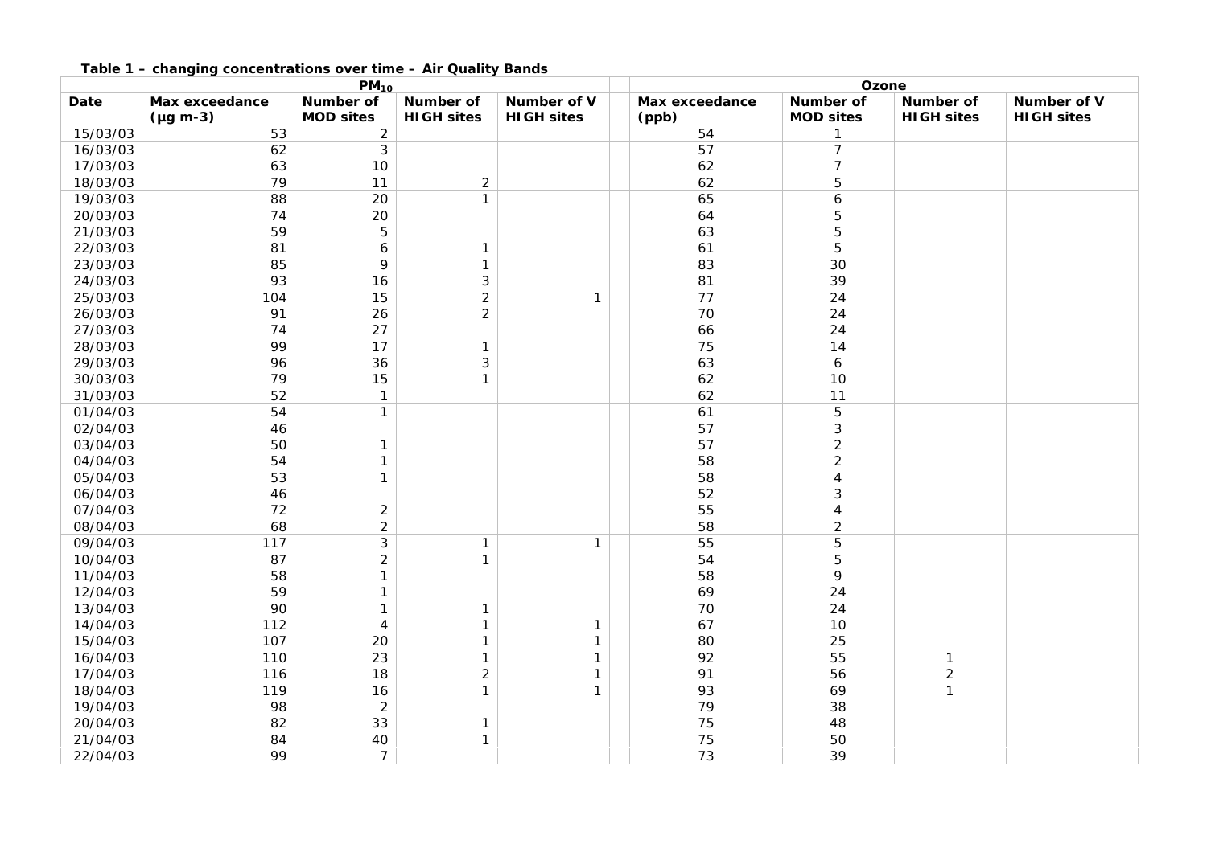**Table 1 – changing concentrations over time – Air Quality Bands**

| | $PM_{10}$ | | | | Ozone | | | |
|---|---|---|---|---|---|---|---|---|
| **Date** | **Max exceedance (µg m-3)** | **Number of MOD sites** | **Number of HIGH sites** | **Number of V HIGH sites** | **Max exceedance (ppb)** | **Number of MOD sites** | **Number of HIGH sites** | **Number of V HIGH sites** |
| 15/03/03 | 53 | 2 | | | 54 | 1 | | |
| 16/03/03 | 62 | 3 | | | 57 | 7 | | |
| 17/03/03 | 63 | 10 | | | 62 | 7 | | |
| 18/03/03 | 79 | 11 | 2 | | 62 | 5 | | |
| 19/03/03 | 88 | 20 | 1 | | 65 | 6 | | |
| 20/03/03 | 74 | 20 | | | 64 | 5 | | |
| 21/03/03 | 59 | 5 | | | 63 | 5 | | |
| 22/03/03 | 81 | 6 | 1 | | 61 | 5 | | |
| 23/03/03 | 85 | 9 | 1 | | 83 | 30 | | |
| 24/03/03 | 93 | 16 | 3 | | 81 | 39 | | |
| 25/03/03 | 104 | 15 | 2 | 1 | 77 | 24 | | |
| 26/03/03 | 91 | 26 | 2 | | 70 | 24 | | |
| 27/03/03 | 74 | 27 | | | 66 | 24 | | |
| 28/03/03 | 99 | 17 | 1 | | 75 | 14 | | |
| 29/03/03 | 96 | 36 | 3 | | 63 | 6 | | |
| 30/03/03 | 79 | 15 | 1 | | 62 | 10 | | |
| 31/03/03 | 52 | 1 | | | 62 | 11 | | |
| 01/04/03 | 54 | 1 | | | 61 | 5 | | |
| 02/04/03 | 46 | | | | 57 | 3 | | |
| 03/04/03 | 50 | 1 | | | 57 | 2 | | |
| 04/04/03 | 54 | 1 | | | 58 | 2 | | |
| 05/04/03 | 53 | 1 | | | 58 | 4 | | |
| 06/04/03 | 46 | | | | 52 | 3 | | |
| 07/04/03 | 72 | 2 | | | 55 | 4 | | |
| 08/04/03 | 68 | 2 | | | 58 | 2 | | |
| 09/04/03 | 117 | 3 | 1 | 1 | 55 | 5 | | |
| 10/04/03 | 87 | 2 | 1 | | 54 | 5 | | |
| 11/04/03 | 58 | 1 | | | 58 | 9 | | |
| 12/04/03 | 59 | 1 | | | 69 | 24 | | |
| 13/04/03 | 90 | 1 | 1 | | 70 | 24 | | |
| 14/04/03 | 112 | 4 | 1 | 1 | 67 | 10 | | |
| 15/04/03 | 107 | 20 | 1 | 1 | 80 | 25 | | |
| 16/04/03 | 110 | 23 | 1 | 1 | 92 | 55 | 1 | |
| 17/04/03 | 116 | 18 | 2 | 1 | 91 | 56 | 2 | |
| 18/04/03 | 119 | 16 | 1 | 1 | 93 | 69 | 1 | |
| 19/04/03 | 98 | 2 | | | 79 | 38 | | |
| 20/04/03 | 82 | 33 | 1 | | 75 | 48 | | |
| 21/04/03 | 84 | 40 | 1 | | 75 | 50 | | |
| 22/04/03 | 99 | 7 | | | 73 | 39 | | |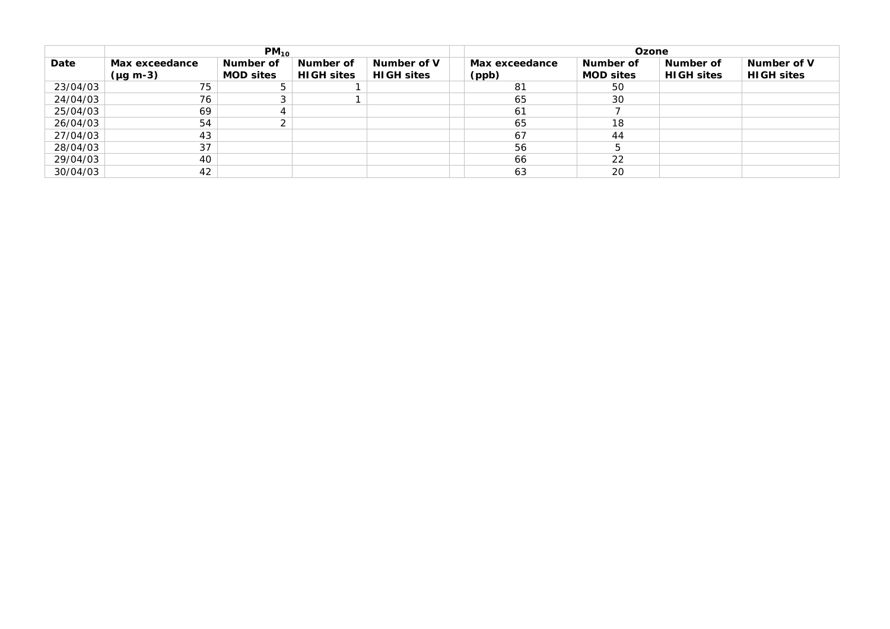| | $PM_{10}$ | | | | | Ozone | | | |
|---|---|---|---|---|---|---|---|---|---|
| **Date** | **Max exceedance (µg m-3)** | **Number of MOD sites** | **Number of HIGH sites** | **Number of V HIGH sites** | | **Max exceedance (ppb)** | **Number of MOD sites** | **Number of HIGH sites** | **Number of V HIGH sites** |
| 23/04/03 | 75 | 5 | 1 | | | 81 | 50 | | |
| 24/04/03 | 76 | 3 | 1 | | | 65 | 30 | | |
| 25/04/03 | 69 | 4 | | | | 61 | 7 | | |
| 26/04/03 | 54 | 2 | | | | 65 | 18 | | |
| 27/04/03 | 43 | | | | | 67 | 44 | | |
| 28/04/03 | 37 | | | | | 56 | 5 | | |
| 29/04/03 | 40 | | | | | 66 | 22 | | |
| 30/04/03 | 42 | | | | | 63 | 20 | | |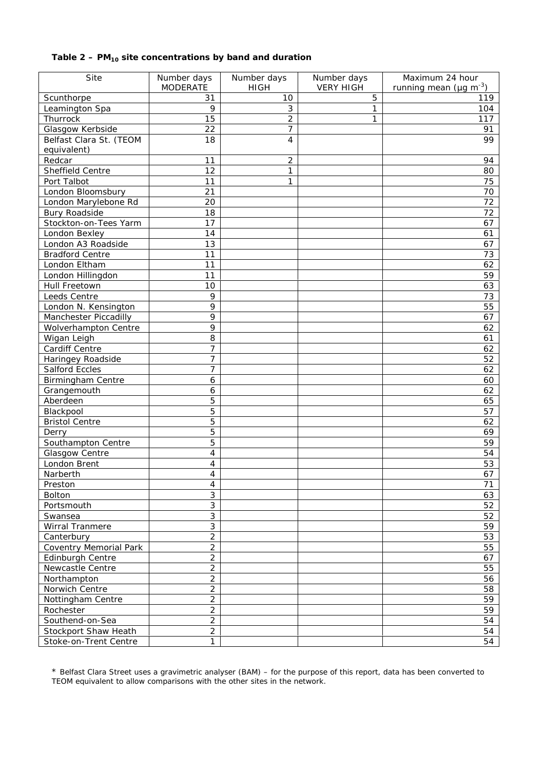**Table 2 – $PM_{10}$ site concentrations by band and duration**

| Site | Number days MODERATE | Number days HIGH | Number days VERY HIGH | Maximum 24 hour running mean (μg $m^{-3}$) |
|---|---|---|---|---|
| Scunthorpe | 31 | 10 | 5 | 119 |
| Leamington Spa | 9 | 3 | 1 | 104 |
| Thurrock | 15 | 2 | 1 | 117 |
| Glasgow Kerbside | 22 | 7 | | 91 |
| Belfast Clara St. (TEOM equivalent) | 18 | 4 | | 99 |
| Redcar | 11 | 2 | | 94 |
| Sheffield Centre | 12 | 1 | | 80 |
| Port Talbot | 11 | 1 | | 75 |
| London Bloomsbury | 21 | | | 70 |
| London Marylebone Rd | 20 | | | 72 |
| Bury Roadside | 18 | | | 72 |
| Stockton-on-Tees Yarm | 17 | | | 67 |
| London Bexley | 14 | | | 61 |
| London A3 Roadside | 13 | | | 67 |
| Bradford Centre | 11 | | | 73 |
| London Eltham | 11 | | | 62 |
| London Hillingdon | 11 | | | 59 |
| Hull Freetown | 10 | | | 63 |
| Leeds Centre | 9 | | | 73 |
| London N. Kensington | 9 | | | 55 |
| Manchester Piccadilly | 9 | | | 67 |
| Wolverhampton Centre | 9 | | | 62 |
| Wigan Leigh | 8 | | | 61 |
| Cardiff Centre | 7 | | | 62 |
| Haringey Roadside | 7 | | | 52 |
| Salford Eccles | 7 | | | 62 |
| Birmingham Centre | 6 | | | 60 |
| Grangemouth | 6 | | | 62 |
| Aberdeen | 5 | | | 65 |
| Blackpool | 5 | | | 57 |
| Bristol Centre | 5 | | | 62 |
| Derry | 5 | | | 69 |
| Southampton Centre | 5 | | | 59 |
| Glasgow Centre | 4 | | | 54 |
| London Brent | 4 | | | 53 |
| Narberth | 4 | | | 67 |
| Preston | 4 | | | 71 |
| Bolton | 3 | | | 63 |
| Portsmouth | 3 | | | 52 |
| Swansea | 3 | | | 52 |
| Wirral Tranmere | 3 | | | 59 |
| Canterbury | 2 | | | 53 |
| Coventry Memorial Park | 2 | | | 55 |
| Edinburgh Centre | 2 | | | 67 |
| Newcastle Centre | 2 | | | 55 |
| Northampton | 2 | | | 56 |
| Norwich Centre | 2 | | | 58 |
| Nottingham Centre | 2 | | | 59 |
| Rochester | 2 | | | 59 |
| Southend-on-Sea | 2 | | | 54 |
| Stockport Shaw Heath | 2 | | | 54 |
| Stoke-on-Trent Centre | 1 | | | 54 |

* Belfast Clara Street uses a gravimetric analyser (BAM) – for the purpose of this report, data has been converted to TEOM equivalent to allow comparisons with the other sites in the network.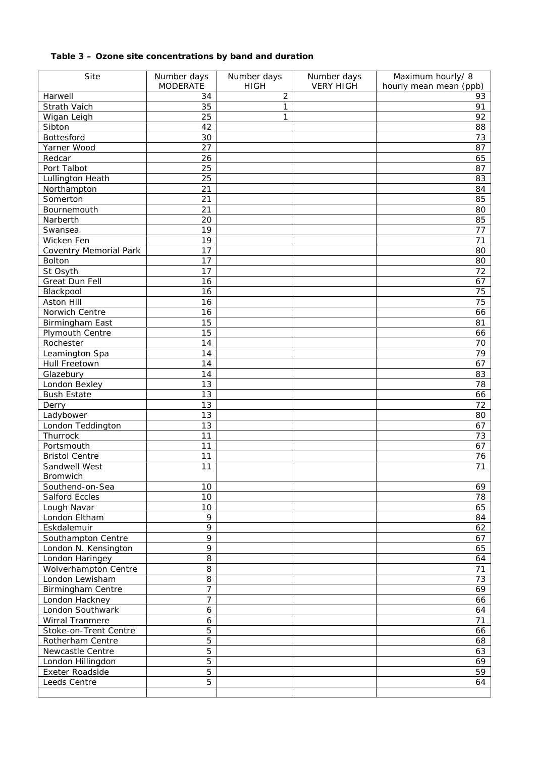**Table 3 – Ozone site concentrations by band and duration**

| Site | Number days MODERATE | Number days HIGH | Number days VERY HIGH | Maximum hourly/ 8 hourly mean mean (ppb) |
|---|---|---|---|---|
| Harwell | 34 | 2 | | 93 |
| Strath Vaich | 35 | 1 | | 91 |
| Wigan Leigh | 25 | 1 | | 92 |
| Sibton | 42 | | | 88 |
| Bottesford | 30 | | | 73 |
| Yarner Wood | 27 | | | 87 |
| Redcar | 26 | | | 65 |
| Port Talbot | 25 | | | 87 |
| Lullington Heath | 25 | | | 83 |
| Northampton | 21 | | | 84 |
| Somerton | 21 | | | 85 |
| Bournemouth | 21 | | | 80 |
| Narberth | 20 | | | 85 |
| Swansea | 19 | | | 77 |
| Wicken Fen | 19 | | | 71 |
| Coventry Memorial Park | 17 | | | 80 |
| Bolton | 17 | | | 80 |
| St Osyth | 17 | | | 72 |
| Great Dun Fell | 16 | | | 67 |
| Blackpool | 16 | | | 75 |
| Aston Hill | 16 | | | 75 |
| Norwich Centre | 16 | | | 66 |
| Birmingham East | 15 | | | 81 |
| Plymouth Centre | 15 | | | 66 |
| Rochester | 14 | | | 70 |
| Leamington Spa | 14 | | | 79 |
| Hull Freetown | 14 | | | 67 |
| Glazebury | 14 | | | 83 |
| London Bexley | 13 | | | 78 |
| Bush Estate | 13 | | | 66 |
| Derry | 13 | | | 72 |
| Ladybower | 13 | | | 80 |
| London Teddington | 13 | | | 67 |
| Thurrock | 11 | | | 73 |
| Portsmouth | 11 | | | 67 |
| Bristol Centre | 11 | | | 76 |
| Sandwell West Bromwich | 11 | | | 71 |
| Southend-on-Sea | 10 | | | 69 |
| Salford Eccles | 10 | | | 78 |
| Lough Navar | 10 | | | 65 |
| London Eltham | 9 | | | 84 |
| Eskdalemuir | 9 | | | 62 |
| Southampton Centre | 9 | | | 67 |
| London N. Kensington | 9 | | | 65 |
| London Haringey | 8 | | | 64 |
| Wolverhampton Centre | 8 | | | 71 |
| London Lewisham | 8 | | | 73 |
| Birmingham Centre | 7 | | | 69 |
| London Hackney | 7 | | | 66 |
| London Southwark | 6 | | | 64 |
| Wirral Tranmere | 6 | | | 71 |
| Stoke-on-Trent Centre | 5 | | | 66 |
| Rotherham Centre | 5 | | | 68 |
| Newcastle Centre | 5 | | | 63 |
| London Hillingdon | 5 | | | 69 |
| Exeter Roadside | 5 | | | 59 |
| Leeds Centre | 5 | | | 64 |
| | | | | |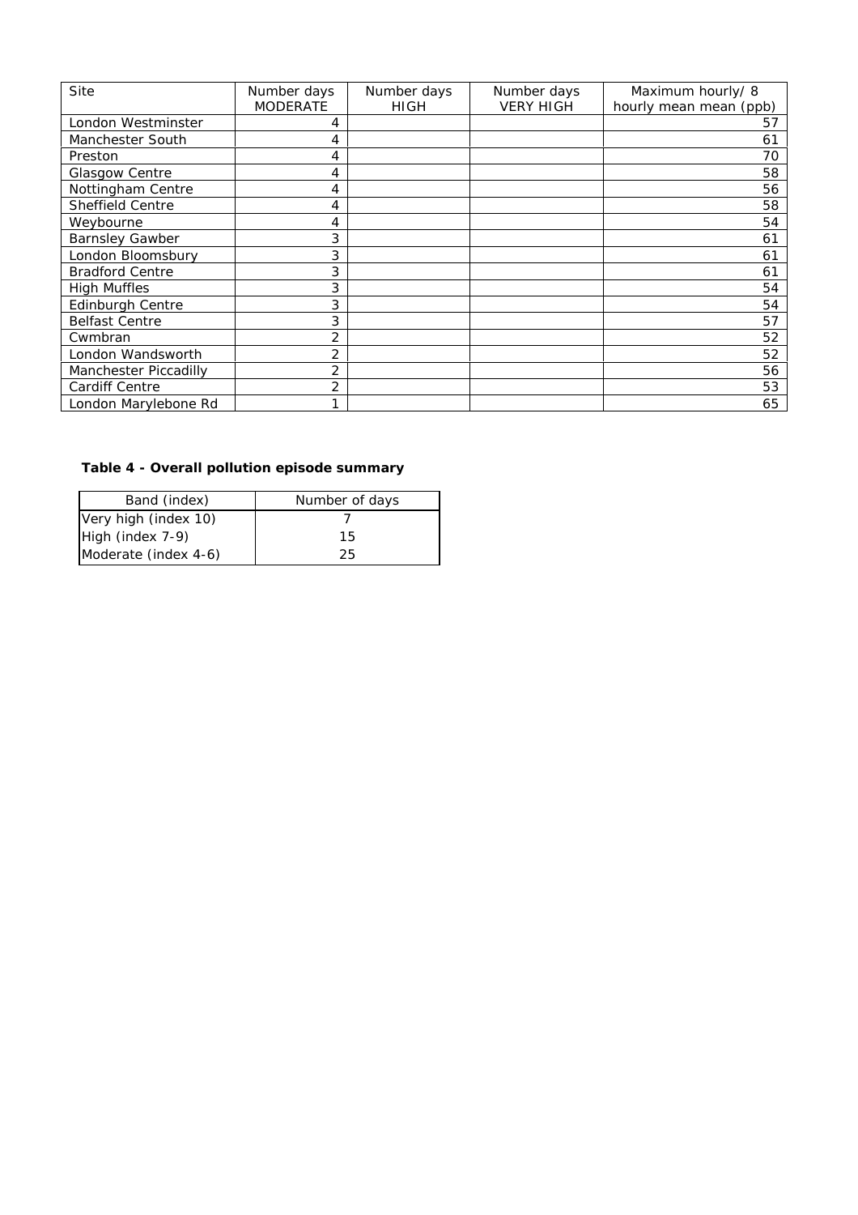| Site | Number days MODERATE | Number days HIGH | Number days VERY HIGH | Maximum hourly/ 8 hourly mean mean (ppb) |
|---|---|---|---|---|
| London Westminster | 4 | | | 57 |
| Manchester South | 4 | | | 61 |
| Preston | 4 | | | 70 |
| Glasgow Centre | 4 | | | 58 |
| Nottingham Centre | 4 | | | 56 |
| Sheffield Centre | 4 | | | 58 |
| Weybourne | 4 | | | 54 |
| Barnsley Gawber | 3 | | | 61 |
| London Bloomsbury | 3 | | | 61 |
| Bradford Centre | 3 | | | 61 |
| High Muffles | 3 | | | 54 |
| Edinburgh Centre | 3 | | | 54 |
| Belfast Centre | 3 | | | 57 |
| Cwmbran | 2 | | | 52 |
| London Wandsworth | 2 | | | 52 |
| Manchester Piccadilly | 2 | | | 56 |
| Cardiff Centre | 2 | | | 53 |
| London Marylebone Rd | 1 | | | 65 |

**Table 4 - Overall pollution episode summary**

| Band (index) | Number of days |
|---|---|
| Very high (index 10) | 7 |
| High (index 7-9) | 15 |
| Moderate (index 4-6) | 25 |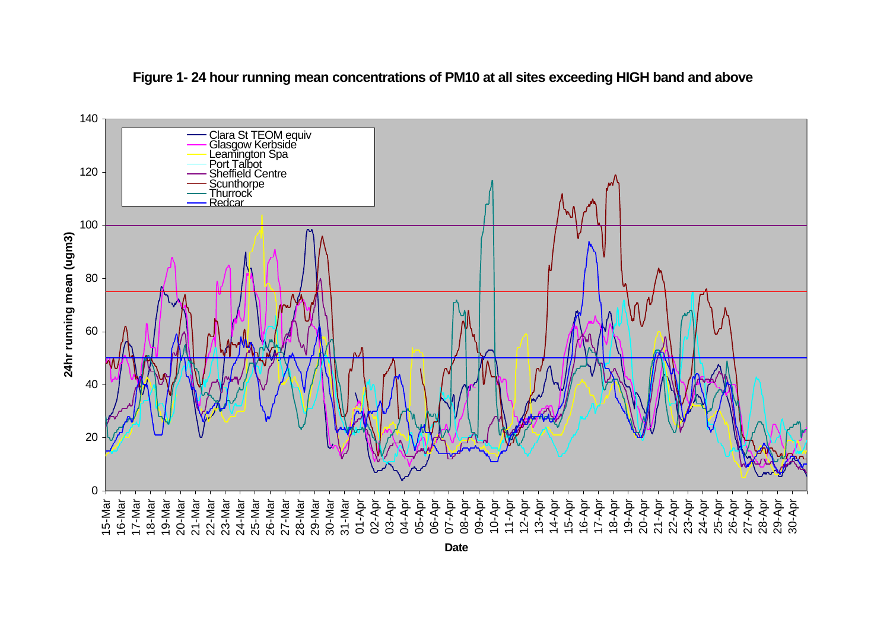**Figure 1- 24 hour running mean concentrations of PM10 at all sites exceeding HIGH band and above**

Legend: Clara St TEOM equiv, Glasgow Kerbside, Leamington Spa, Port Talbot, Sheffield Centre, Scunthorpe, Thurrock, Redcar

Y-axis: 24hr running mean (ugm3) — 0 to 140

X-axis: Date — 15-Mar to 30-Apr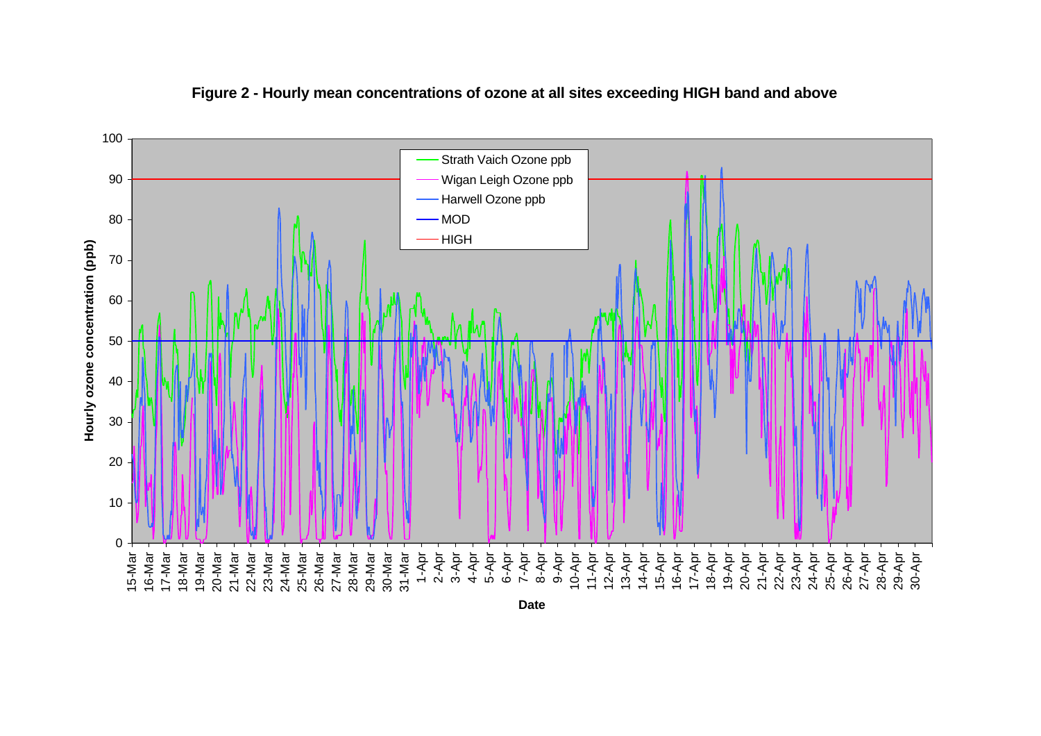**Figure 2 - Hourly mean concentrations of ozone at all sites exceeding HIGH band and above**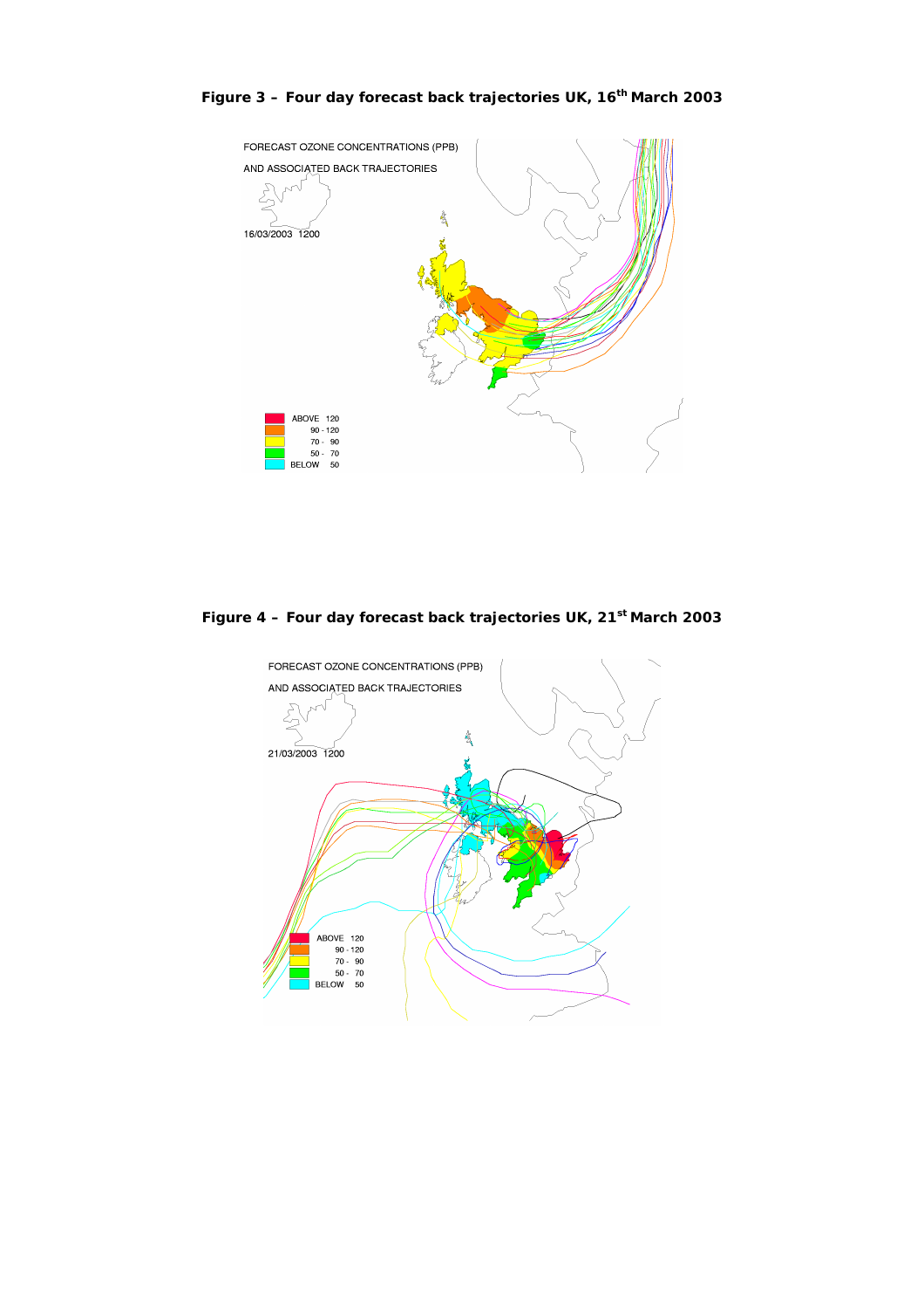**Figure 3 – Four day forecast back trajectories UK, 16th March 2003**

**Figure 4 – Four day forecast back trajectories UK, 21st March 2003**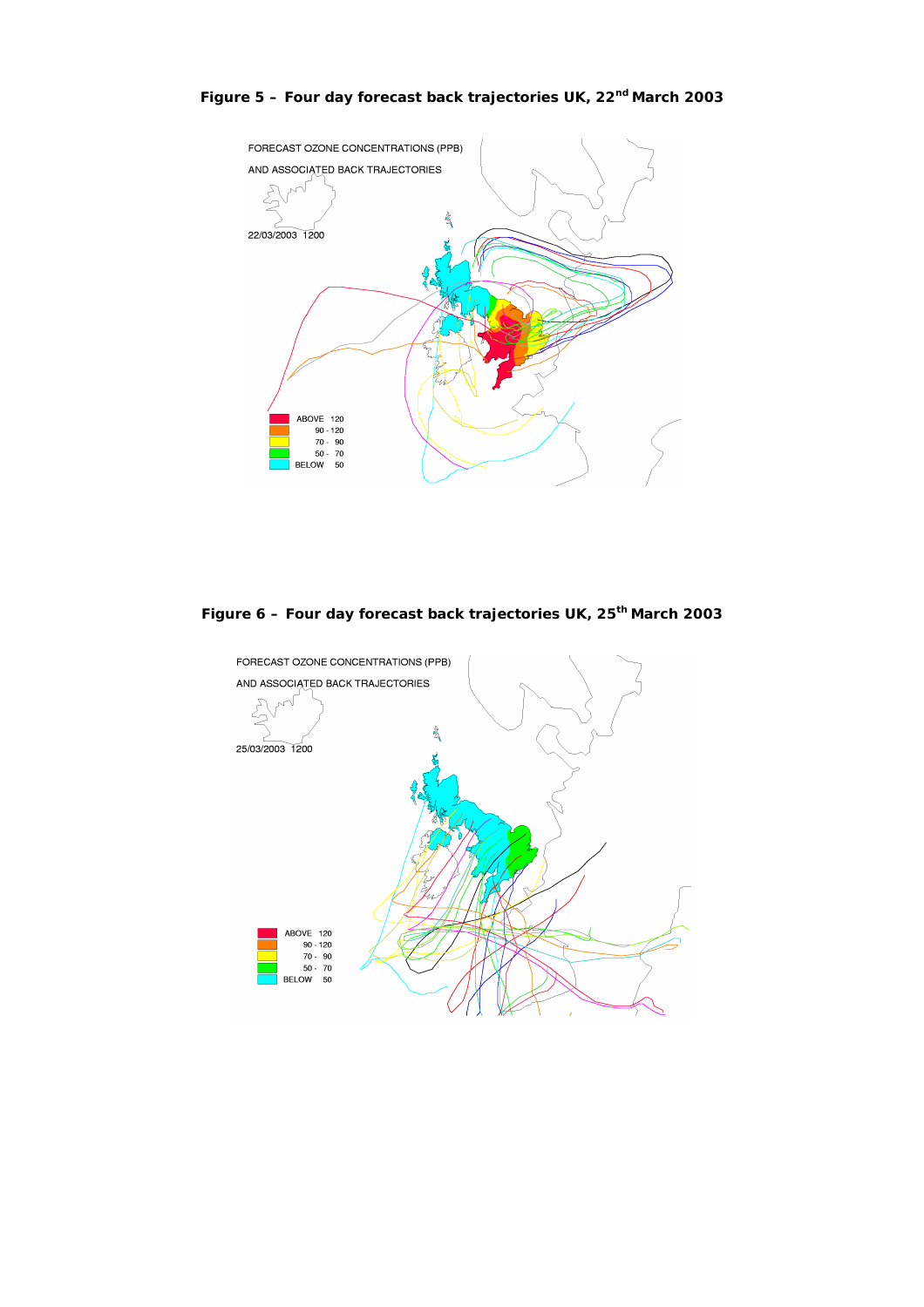**Figure 5 – Four day forecast back trajectories UK, 22nd March 2003**

**Figure 6 – Four day forecast back trajectories UK, 25th March 2003**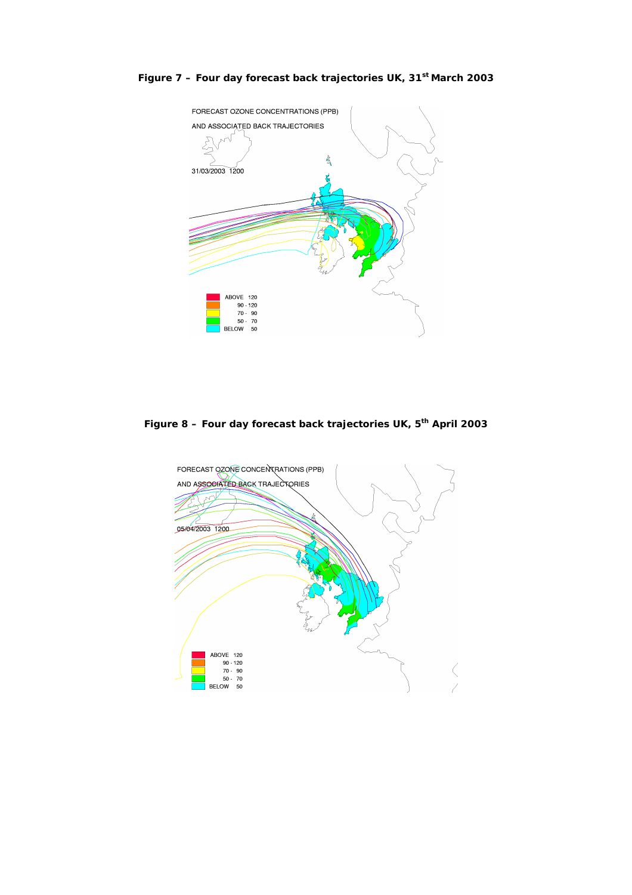**Figure 7 – Four day forecast back trajectories UK, 31st March 2003**

FORECAST OZONE CONCENTRATIONS (PPB)

AND ASSOCIATED BACK TRAJECTORIES

31/03/2003 1200

| | |
|---|---|
| ABOVE | 120 |
| | 90 - 120 |
| | 70 - 90 |
| | 50 - 70 |
| BELOW | 50 |

**Figure 8 – Four day forecast back trajectories UK, 5th April 2003**

FORECAST OZONE CONCENTRATIONS (PPB)

AND ASSOCIATED BACK TRAJECTORIES

05/04/2003 1200

| | |
|---|---|
| ABOVE | 120 |
| | 90 - 120 |
| | 70 - 90 |
| | 50 - 70 |
| BELOW | 50 |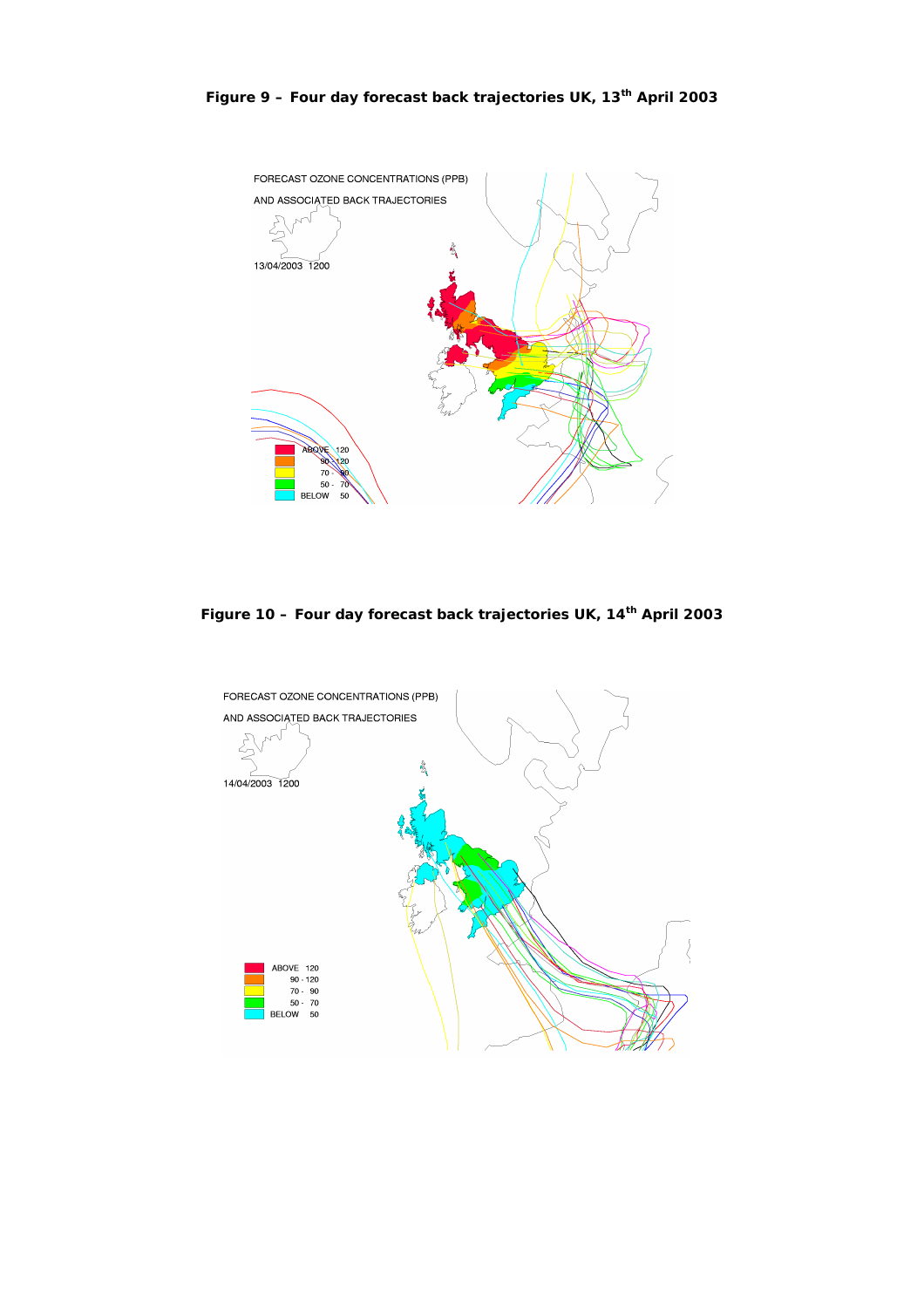**Figure 9 – Four day forecast back trajectories UK, 13th April 2003**

**Figure 10 – Four day forecast back trajectories UK, 14th April 2003**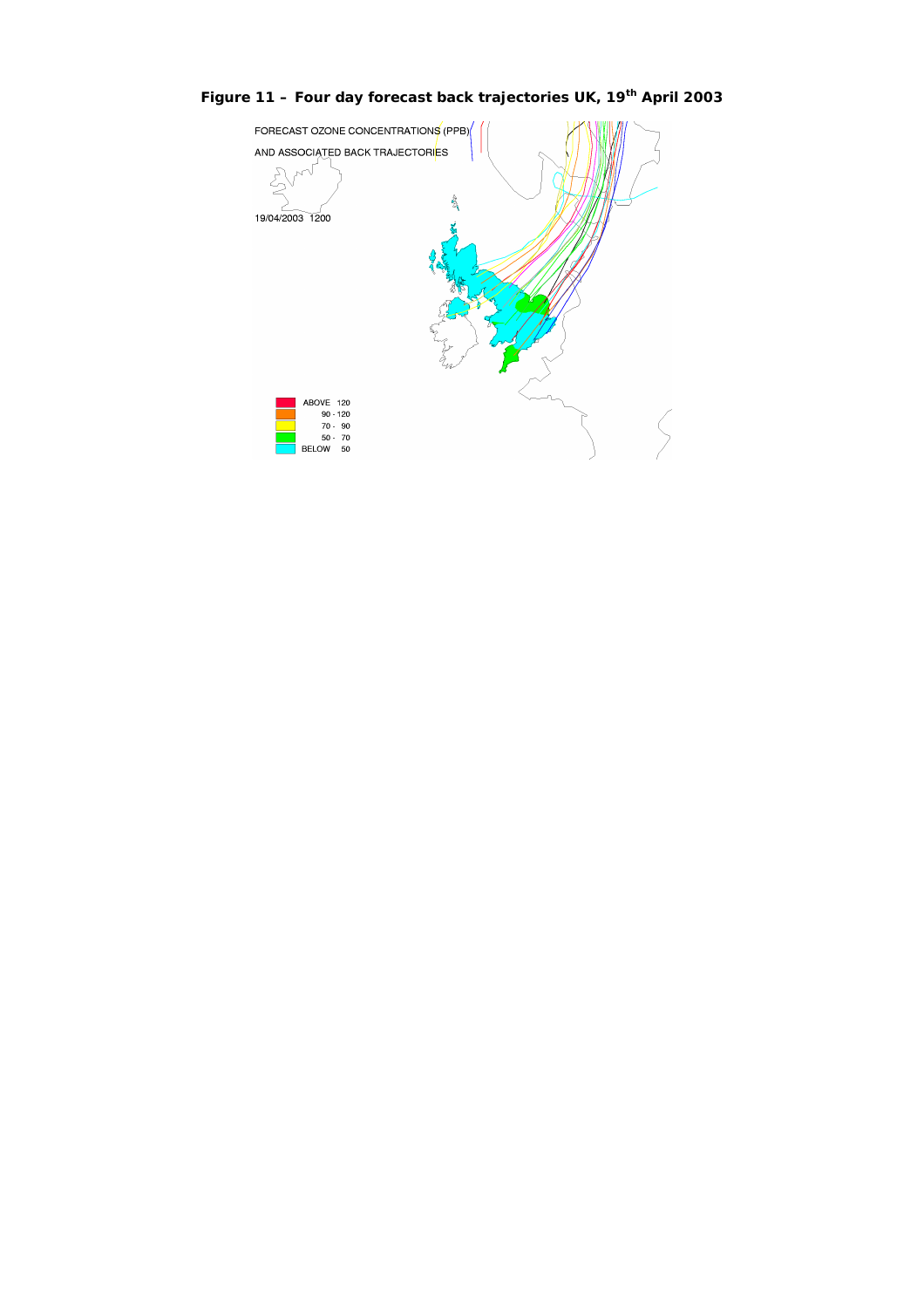**Figure 11 – Four day forecast back trajectories UK, 19th April 2003**

FORECAST OZONE CONCENTRATIONS (PPB)
AND ASSOCIATED BACK TRAJECTORIES

19/04/2003 1200

ABOVE 120
90 - 120
70 - 90
50 - 70
BELOW 50